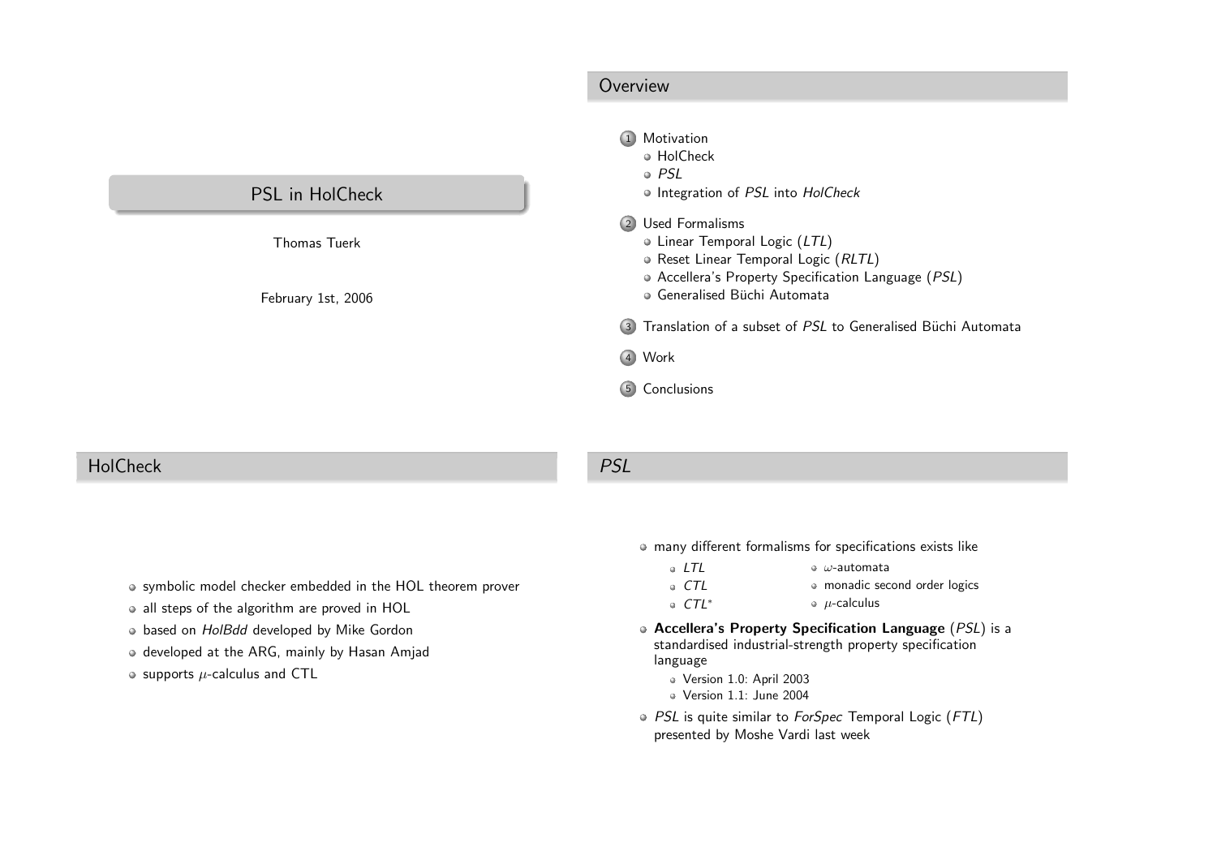# PSL in HolCheck

Thomas Tuerk

February 1st, 2006

## Overview

1. Motivation
   - HolCheck
   - *PSL*
   - Integration of *PSL* into *HolCheck*
2. Used Formalisms
   - Linear Temporal Logic (*LTL*)
   - Reset Linear Temporal Logic (*RLTL*)
   - Accellera's Property Specification Language (*PSL*)
   - Generalised Büchi Automata
3. Translation of a subset of *PSL* to Generalised Büchi Automata
4. Work
5. Conclusions

## HolCheck

- symbolic model checker embedded in the HOL theorem prover
- all steps of the algorithm are proved in HOL
- based on *HolBdd* developed by Mike Gordon
- developed at the ARG, mainly by Hasan Amjad
- supports $\mu$-calculus and CTL

## *PSL*

- many different formalisms for specifications exists like
  - *LTL*
  - *CTL*
  - $CTL^*$
  - $\omega$-automata
  - monadic second order logics
  - $\mu$-calculus
- **Accellera's Property Specification Language** (*PSL*) is a standardised industrial-strength property specification language
  - Version 1.0: April 2003
  - Version 1.1: June 2004
- *PSL* is quite similar to *ForSpec* Temporal Logic (*FTL*) presented by Moshe Vardi last week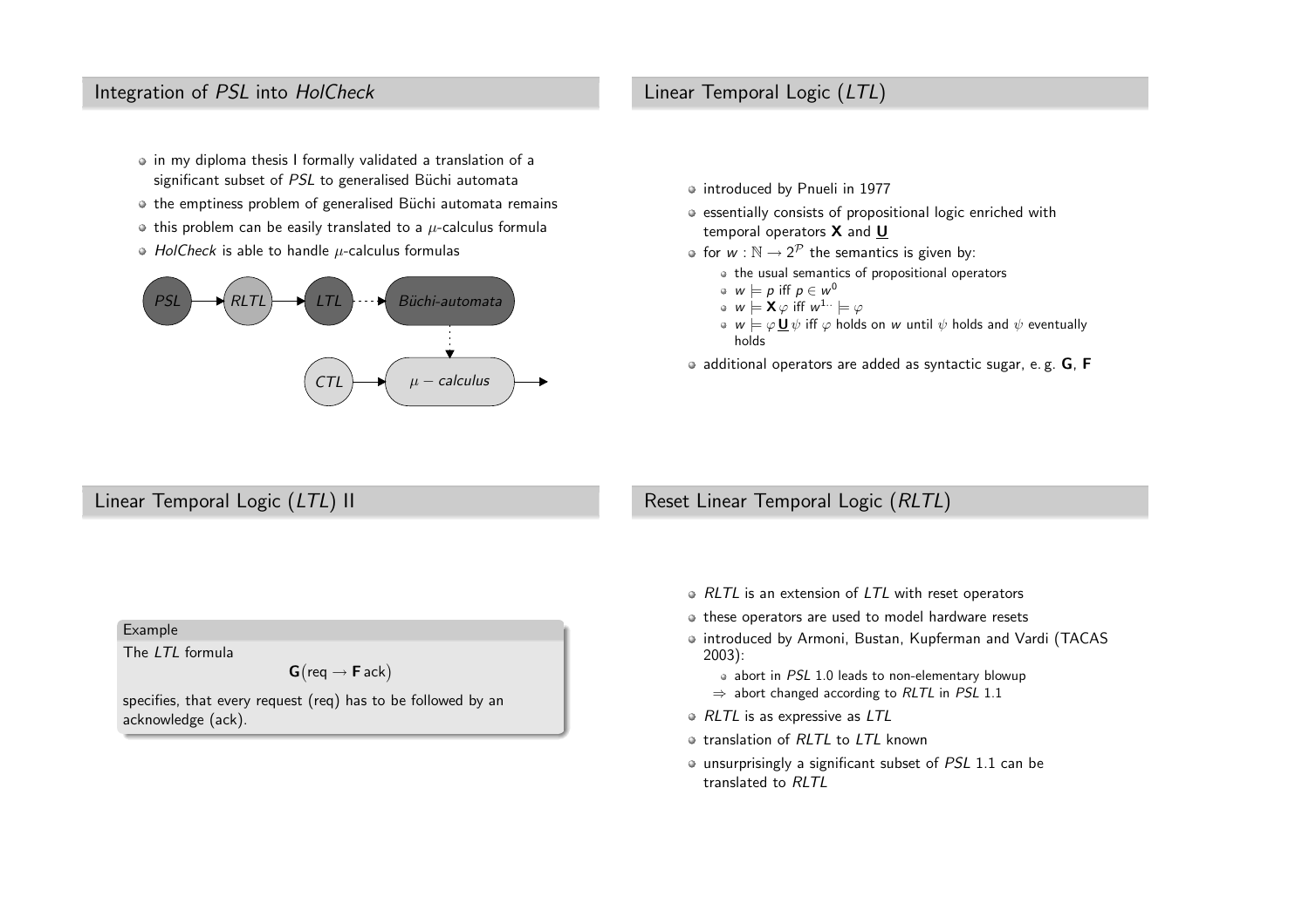## Integration of *PSL* into *HolCheck*

- in my diploma thesis I formally validated a translation of a significant subset of *PSL* to generalised Büchi automata
- the emptiness problem of generalised Büchi automata remains
- this problem can be easily translated to a $\mu$-calculus formula
- *HolCheck* is able to handle $\mu$-calculus formulas

*PSL* → *RLTL* → *LTL* ⋯→ *Büchi-automata* ⋯→ $\mu$ − *calculus* →

*CTL* → $\mu$ − *calculus*

## Linear Temporal Logic (*LTL*)

- introduced by Pnueli in 1977
- essentially consists of propositional logic enriched with temporal operators **X** and **U**
- for $w : \mathbb{N} \to 2^{\mathcal{P}}$ the semantics is given by:
  - the usual semantics of propositional operators
  - $w \models p$ iff $p \in w^0$
  - $w \models \mathbf{X}\,\varphi$ iff $w^{1..} \models \varphi$
  - $w \models \varphi\,\underline{\mathbf{U}}\,\psi$ iff $\varphi$ holds on $w$ until $\psi$ holds and $\psi$ eventually holds
- additional operators are added as syntactic sugar, e. g. **G**, **F**

## Linear Temporal Logic (*LTL*) II

**Example**

The *LTL* formula

$$\mathbf{G}(\text{req} \to \mathbf{F}\,\text{ack})$$

specifies, that every request (req) has to be followed by an acknowledge (ack).

## Reset Linear Temporal Logic (*RLTL*)

- *RLTL* is an extension of *LTL* with reset operators
- these operators are used to model hardware resets
- introduced by Armoni, Bustan, Kupferman and Vardi (TACAS 2003):
  - abort in *PSL* 1.0 leads to non-elementary blowup
  - ⇒ abort changed according to *RLTL* in *PSL* 1.1
- *RLTL* is as expressive as *LTL*
- translation of *RLTL* to *LTL* known
- unsurprisingly a significant subset of *PSL* 1.1 can be translated to *RLTL*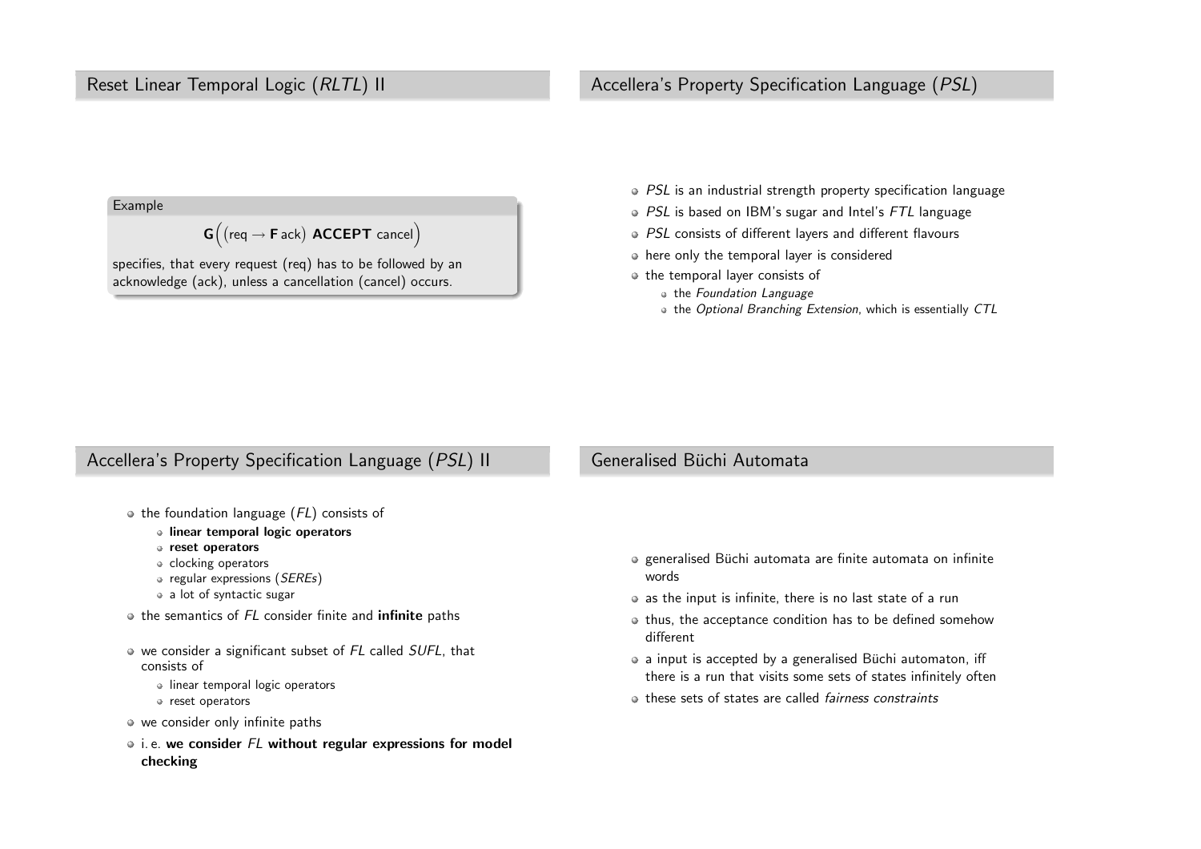## Reset Linear Temporal Logic (*RLTL*) II

**Example**

$$\mathbf{G}\Big(\big(\text{req} \rightarrow \mathbf{F}\,\text{ack}\big)\ \mathbf{ACCEPT}\ \text{cancel}\Big)$$

specifies, that every request (req) has to be followed by an acknowledge (ack), unless a cancellation (cancel) occurs.

## Accellera's Property Specification Language (*PSL*)

- *PSL* is an industrial strength property specification language
- *PSL* is based on IBM's sugar and Intel's *FTL* language
- *PSL* consists of different layers and different flavours
- here only the temporal layer is considered
- the temporal layer consists of
  - the *Foundation Language*
  - the *Optional Branching Extension*, which is essentially *CTL*

## Accellera's Property Specification Language (*PSL*) II

- the foundation language (*FL*) consists of
  - **linear temporal logic operators**
  - **reset operators**
  - clocking operators
  - regular expressions (*SEREs*)
  - a lot of syntactic sugar
- the semantics of *FL* consider finite and **infinite** paths
- we consider a significant subset of *FL* called *SUFL*, that consists of
  - linear temporal logic operators
  - reset operators
- we consider only infinite paths
- i. e. **we consider *FL* without regular expressions for model checking**

## Generalised Büchi Automata

- generalised Büchi automata are finite automata on infinite words
- as the input is infinite, there is no last state of a run
- thus, the acceptance condition has to be defined somehow different
- a input is accepted by a generalised Büchi automaton, iff there is a run that visits some sets of states infinitely often
- these sets of states are called *fairness constraints*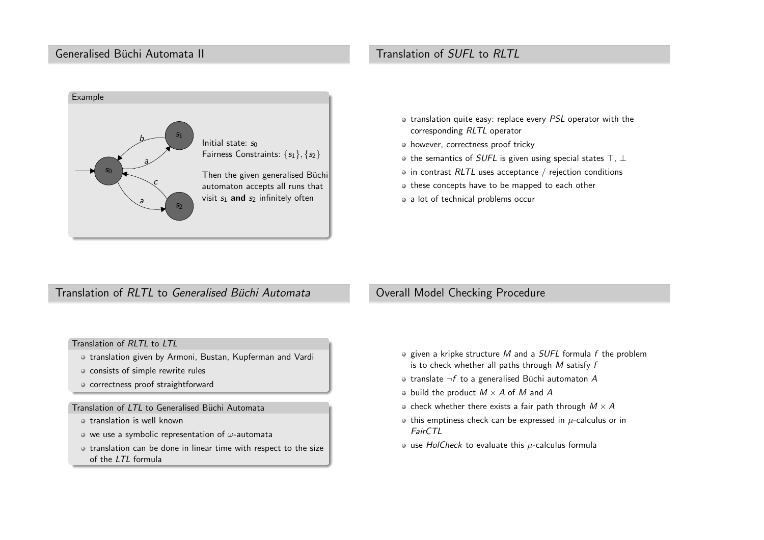## Generalised Büchi Automata II

### Example

Initial state: $s_0$
Fairness Constraints: $\{s_1\}, \{s_2\}$

Then the given generalised Büchi automaton accepts all runs that visit $s_1$ **and** $s_2$ infinitely often

## Translation of *SUFL* to *RLTL*

- translation quite easy: replace every *PSL* operator with the corresponding *RLTL* operator
- however, correctness proof tricky
- the semantics of *SUFL* is given using special states $\top$, $\bot$
- in contrast *RLTL* uses acceptance / rejection conditions
- these concepts have to be mapped to each other
- a lot of technical problems occur

## Translation of *RLTL* to *Generalised Büchi Automata*

### Translation of *RLTL* to *LTL*

- translation given by Armoni, Bustan, Kupferman and Vardi
- consists of simple rewrite rules
- correctness proof straightforward

### Translation of *LTL* to Generalised Büchi Automata

- translation is well known
- we use a symbolic representation of $\omega$-automata
- translation can be done in linear time with respect to the size of the *LTL* formula

## Overall Model Checking Procedure

- given a kripke structure $M$ and a *SUFL* formula $f$ the problem is to check whether all paths through $M$ satisfy $f$
- translate $\neg f$ to a generalised Büchi automaton $A$
- build the product $M \times A$ of $M$ and $A$
- check whether there exists a fair path through $M \times A$
- this emptiness check can be expressed in $\mu$-calculus or in *FairCTL*
- use *HolCheck* to evaluate this $\mu$-calculus formula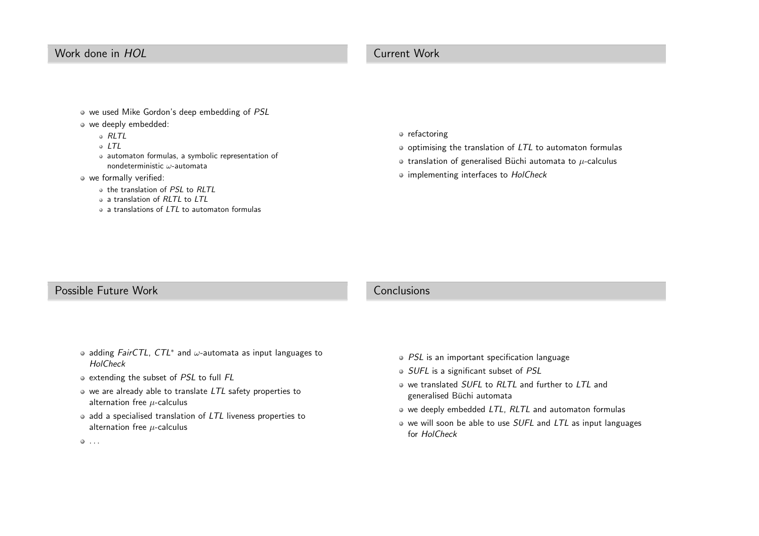## Work done in *HOL*

- we used Mike Gordon's deep embedding of *PSL*
- we deeply embedded:
  - *RLTL*
  - *LTL*
  - automaton formulas, a symbolic representation of nondeterministic $\omega$-automata
- we formally verified:
  - the translation of *PSL* to *RLTL*
  - a translation of *RLTL* to *LTL*
  - a translations of *LTL* to automaton formulas

## Current Work

- refactoring
- optimising the translation of *LTL* to automaton formulas
- translation of generalised Büchi automata to $\mu$-calculus
- implementing interfaces to *HolCheck*

## Possible Future Work

- adding *FairCTL*, *CTL*$^*$ and $\omega$-automata as input languages to *HolCheck*
- extending the subset of *PSL* to full *FL*
- we are already able to translate *LTL* safety properties to alternation free $\mu$-calculus
- add a specialised translation of *LTL* liveness properties to alternation free $\mu$-calculus
- ...

## Conclusions

- *PSL* is an important specification language
- *SUFL* is a significant subset of *PSL*
- we translated *SUFL* to *RLTL* and further to *LTL* and generalised Büchi automata
- we deeply embedded *LTL*, *RLTL* and automaton formulas
- we will soon be able to use *SUFL* and *LTL* as input languages for *HolCheck*